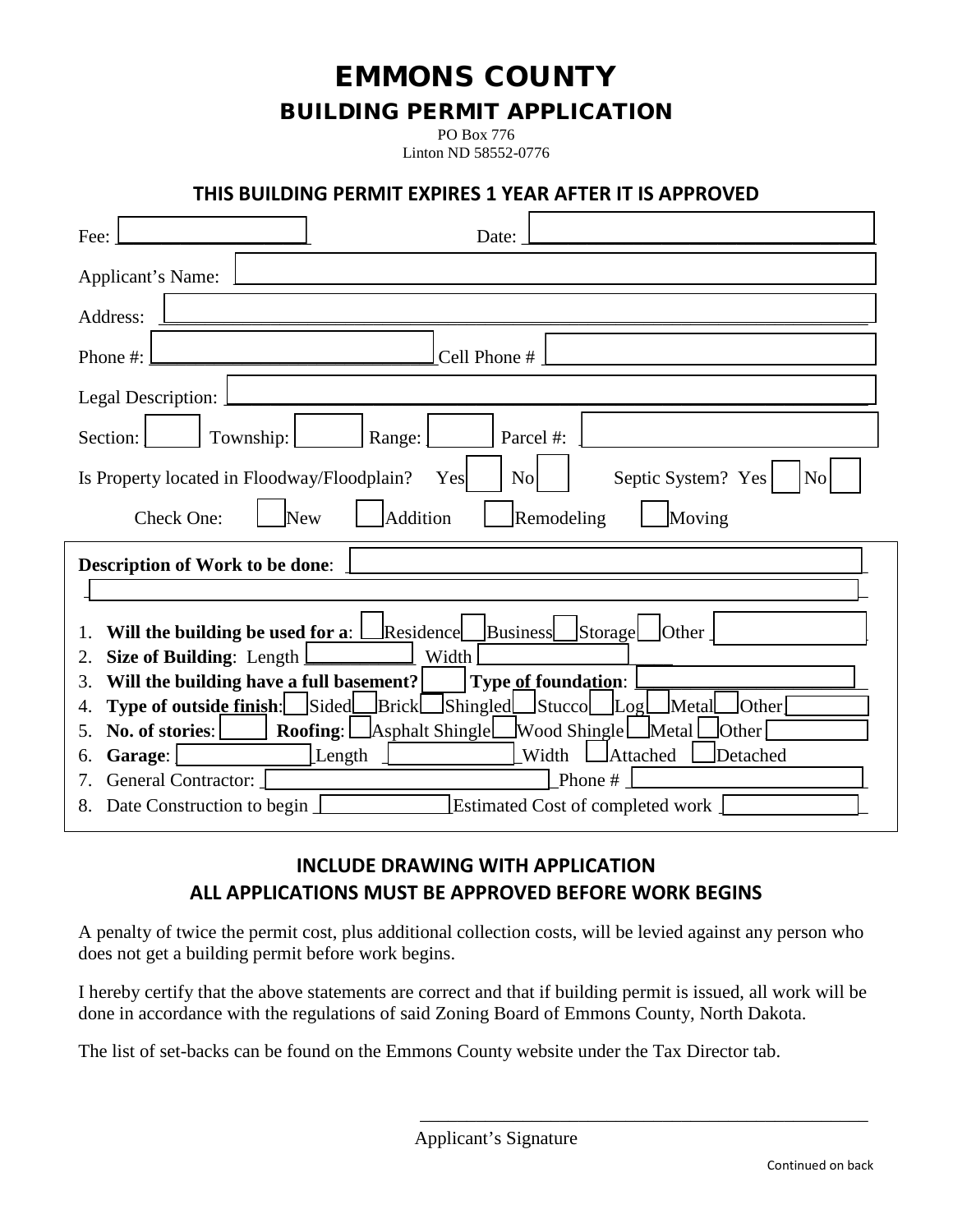# EMMONS COUNTY

## BUILDING PERMIT APPLICATION

PO Box 776
Linton ND 58552-0776

**THIS BUILDING PERMIT EXPIRES 1 YEAR AFTER IT IS APPROVED**

Fee: ____________________ Date: ____________________

Applicant's Name: ____________________

Address: ____________________

Phone #: ____________________ Cell Phone # ____________________

Legal Description: ____________________

Section: ______ Township: ______ Range: ______ Parcel #: ____________________

Is Property located in Floodway/Floodplain? Yes ☐ No ☐ Septic System? Yes ☐ No ☐

Check One: ☐ New ☐ Addition ☐ Remodeling ☐ Moving

**Description of Work to be done**: ____________________

____________________

1. **Will the building be used for a**: ☐ Residence ☐ Business ☐ Storage ☐ Other ____________
2. **Size of Building**: Length ____________ Width ____________
3. **Will the building have a full basement?** ______ **Type of foundation**: ____________
4. **Type of outside finish**: ☐ Sided ☐ Brick ☐ Shingled ☐ Stucco ☐ Log ☐ Metal ☐ Other ____________
5. **No. of stories**: ______ **Roofing**: ☐ Asphalt Shingle ☐ Wood Shingle ☐ Metal ☐ Other ____________
6. **Garage**: ____________ Length ____________ Width ☐ Attached ☐ Detached
7. General Contractor: ____________________ Phone # ____________________
8. Date Construction to begin ____________ Estimated Cost of completed work ____________

**INCLUDE DRAWING WITH APPLICATION**

**ALL APPLICATIONS MUST BE APPROVED BEFORE WORK BEGINS**

A penalty of twice the permit cost, plus additional collection costs, will be levied against any person who does not get a building permit before work begins.

I hereby certify that the above statements are correct and that if building permit is issued, all work will be done in accordance with the regulations of said Zoning Board of Emmons County, North Dakota.

The list of set-backs can be found on the Emmons County website under the Tax Director tab.

____________________________________
Applicant's Signature

Continued on back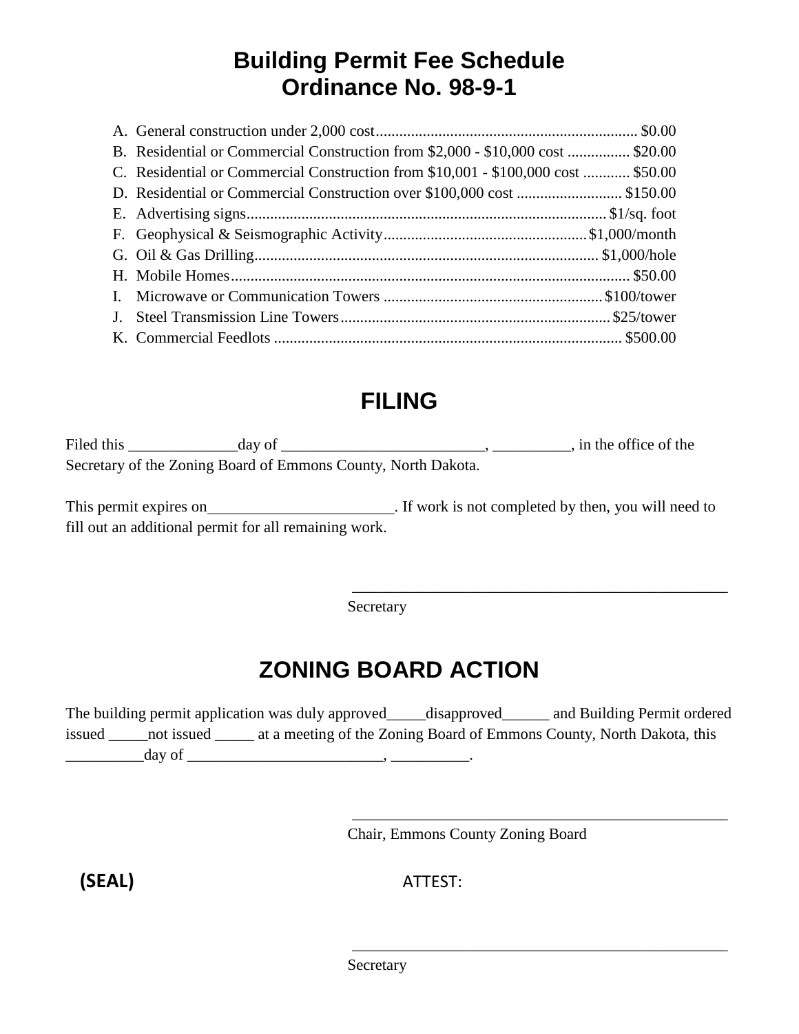# Building Permit Fee Schedule
# Ordinance No. 98-9-1

A. General construction under 2,000 cost .................................................................. $0.00
B. Residential or Commercial Construction from $2,000 - $10,000 cost ................ $20.00
C. Residential or Commercial Construction from $10,001 - $100,000 cost ............ $50.00
D. Residential or Commercial Construction over $100,000 cost ........................... $150.00
E. Advertising signs ............................................................................................ $1/sq. foot
F. Geophysical & Seismographic Activity .................................................... $1,000/month
G. Oil & Gas Drilling ........................................................................................ $1,000/hole
H. Mobile Homes ...................................................................................................... $50.00
I. Microwave or Communication Towers ........................................................ $100/tower
J. Steel Transmission Line Towers ..................................................................... $25/tower
K. Commercial Feedlots ......................................................................................... $500.00

## FILING

Filed this ______________day of __________________________, __________, in the office of the Secretary of the Zoning Board of Emmons County, North Dakota.

This permit expires on________________________. If work is not completed by then, you will need to fill out an additional permit for all remaining work.

_________________________________________________
Secretary

## ZONING BOARD ACTION

The building permit application was duly approved_____disapproved______ and Building Permit ordered issued _____not issued _____ at a meeting of the Zoning Board of Emmons County, North Dakota, this __________day of _________________________, __________.

_________________________________________________
Chair, Emmons County Zoning Board

**(SEAL)** ATTEST:

_________________________________________________
Secretary